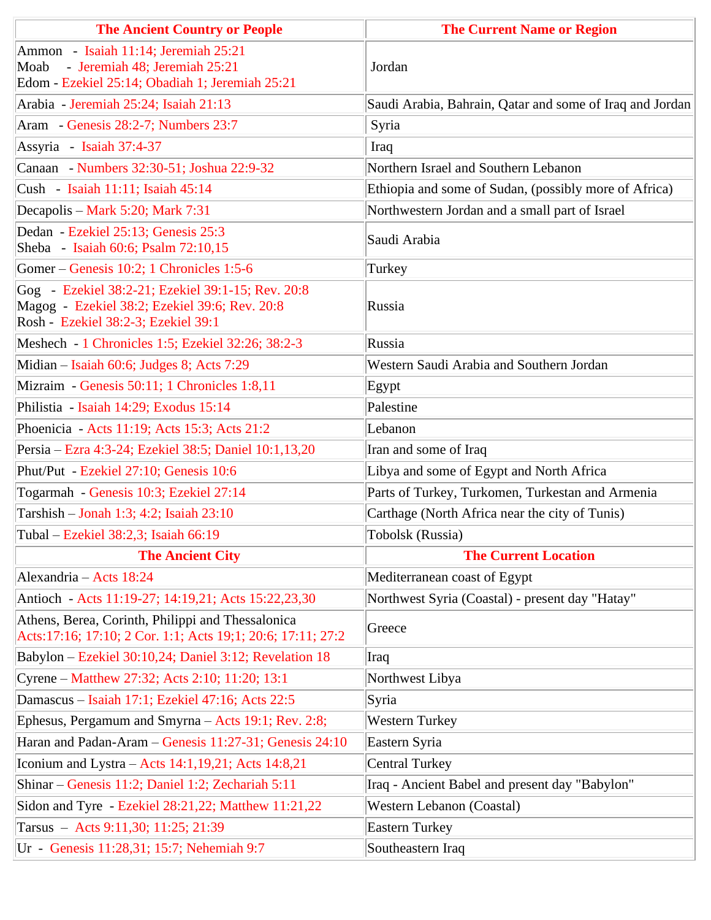| The Ancient Country or People | The Current Name or Region |
|---|---|
| Ammon - Isaiah 11:14; Jeremiah 25:21<br>Moab - Jeremiah 48; Jeremiah 25:21<br>Edom - Ezekiel 25:14; Obadiah 1; Jeremiah 25:21 | Jordan |
| Arabia - Jeremiah 25:24; Isaiah 21:13 | Saudi Arabia, Bahrain, Qatar and some of Iraq and Jordan |
| Aram - Genesis 28:2-7; Numbers 23:7 | Syria |
| Assyria - Isaiah 37:4-37 | Iraq |
| Canaan - Numbers 32:30-51; Joshua 22:9-32 | Northern Israel and Southern Lebanon |
| Cush - Isaiah 11:11; Isaiah 45:14 | Ethiopia and some of Sudan, (possibly more of Africa) |
| Decapolis – Mark 5:20; Mark 7:31 | Northwestern Jordan and a small part of Israel |
| Dedan - Ezekiel 25:13; Genesis 25:3<br>Sheba - Isaiah 60:6; Psalm 72:10,15 | Saudi Arabia |
| Gomer – Genesis 10:2; 1 Chronicles 1:5-6 | Turkey |
| Gog - Ezekiel 38:2-21; Ezekiel 39:1-15; Rev. 20:8<br>Magog - Ezekiel 38:2; Ezekiel 39:6; Rev. 20:8<br>Rosh - Ezekiel 38:2-3; Ezekiel 39:1 | Russia |
| Meshech - 1 Chronicles 1:5; Ezekiel 32:26; 38:2-3 | Russia |
| Midian – Isaiah 60:6; Judges 8; Acts 7:29 | Western Saudi Arabia and Southern Jordan |
| Mizraim - Genesis 50:11; 1 Chronicles 1:8,11 | Egypt |
| Philistia - Isaiah 14:29; Exodus 15:14 | Palestine |
| Phoenicia - Acts 11:19; Acts 15:3; Acts 21:2 | Lebanon |
| Persia – Ezra 4:3-24; Ezekiel 38:5; Daniel 10:1,13,20 | Iran and some of Iraq |
| Phut/Put - Ezekiel 27:10; Genesis 10:6 | Libya and some of Egypt and North Africa |
| Togarmah - Genesis 10:3; Ezekiel 27:14 | Parts of Turkey, Turkomen, Turkestan and Armenia |
| Tarshish – Jonah 1:3; 4:2; Isaiah 23:10 | Carthage (North Africa near the city of Tunis) |
| Tubal – Ezekiel 38:2,3; Isaiah 66:19 | Tobolsk (Russia) |
| **The Ancient City** | **The Current Location** |
| Alexandria – Acts 18:24 | Mediterranean coast of Egypt |
| Antioch - Acts 11:19-27; 14:19,21; Acts 15:22,23,30 | Northwest Syria (Coastal) - present day "Hatay" |
| Athens, Berea, Corinth, Philippi and Thessalonica<br>Acts:17:16; 17:10; 2 Cor. 1:1; Acts 19;1; 20:6; 17:11; 27:2 | Greece |
| Babylon – Ezekiel 30:10,24; Daniel 3:12; Revelation 18 | Iraq |
| Cyrene – Matthew 27:32; Acts 2:10; 11:20; 13:1 | Northwest Libya |
| Damascus – Isaiah 17:1; Ezekiel 47:16; Acts 22:5 | Syria |
| Ephesus, Pergamum and Smyrna – Acts 19:1; Rev. 2:8; | Western Turkey |
| Haran and Padan-Aram – Genesis 11:27-31; Genesis 24:10 | Eastern Syria |
| Iconium and Lystra – Acts 14:1,19,21; Acts 14:8,21 | Central Turkey |
| Shinar – Genesis 11:2; Daniel 1:2; Zechariah 5:11 | Iraq - Ancient Babel and present day "Babylon" |
| Sidon and Tyre - Ezekiel 28:21,22; Matthew 11:21,22 | Western Lebanon (Coastal) |
| Tarsus – Acts 9:11,30; 11:25; 21:39 | Eastern Turkey |
| Ur - Genesis 11:28,31; 15:7; Nehemiah 9:7 | Southeastern Iraq |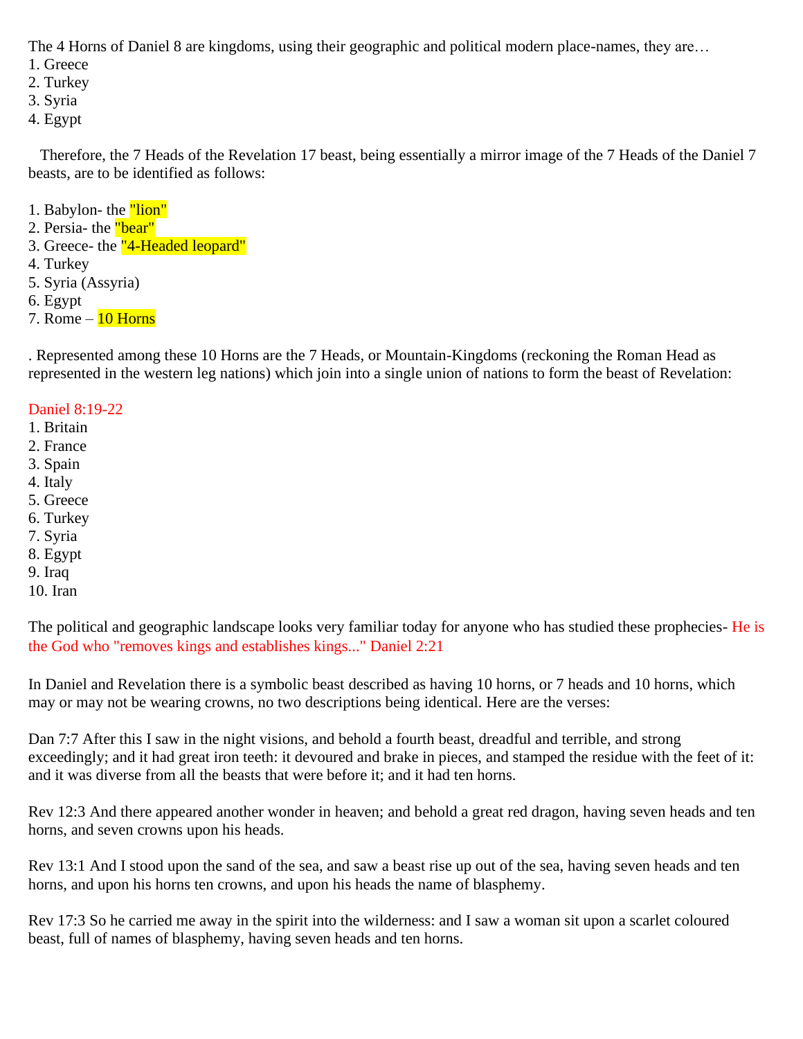The 4 Horns of Daniel 8 are kingdoms, using their geographic and political modern place-names, they are…
1. Greece
2. Turkey
3. Syria
4. Egypt

Therefore, the 7 Heads of the Revelation 17 beast, being essentially a mirror image of the 7 Heads of the Daniel 7 beasts, are to be identified as follows:

1. Babylon- the "lion"
2. Persia- the "bear"
3. Greece- the "4-Headed leopard"
4. Turkey
5. Syria (Assyria)
6. Egypt
7. Rome – 10 Horns

. Represented among these 10 Horns are the 7 Heads, or Mountain-Kingdoms (reckoning the Roman Head as represented in the western leg nations) which join into a single union of nations to form the beast of Revelation:

Daniel 8:19-22
1. Britain
2. France
3. Spain
4. Italy
5. Greece
6. Turkey
7. Syria
8. Egypt
9. Iraq
10. Iran

The political and geographic landscape looks very familiar today for anyone who has studied these prophecies- He is the God who "removes kings and establishes kings..." Daniel 2:21

In Daniel and Revelation there is a symbolic beast described as having 10 horns, or 7 heads and 10 horns, which may or may not be wearing crowns, no two descriptions being identical. Here are the verses:

Dan 7:7 After this I saw in the night visions, and behold a fourth beast, dreadful and terrible, and strong exceedingly; and it had great iron teeth: it devoured and brake in pieces, and stamped the residue with the feet of it: and it was diverse from all the beasts that were before it; and it had ten horns.

Rev 12:3 And there appeared another wonder in heaven; and behold a great red dragon, having seven heads and ten horns, and seven crowns upon his heads.

Rev 13:1 And I stood upon the sand of the sea, and saw a beast rise up out of the sea, having seven heads and ten horns, and upon his horns ten crowns, and upon his heads the name of blasphemy.

Rev 17:3 So he carried me away in the spirit into the wilderness: and I saw a woman sit upon a scarlet coloured beast, full of names of blasphemy, having seven heads and ten horns.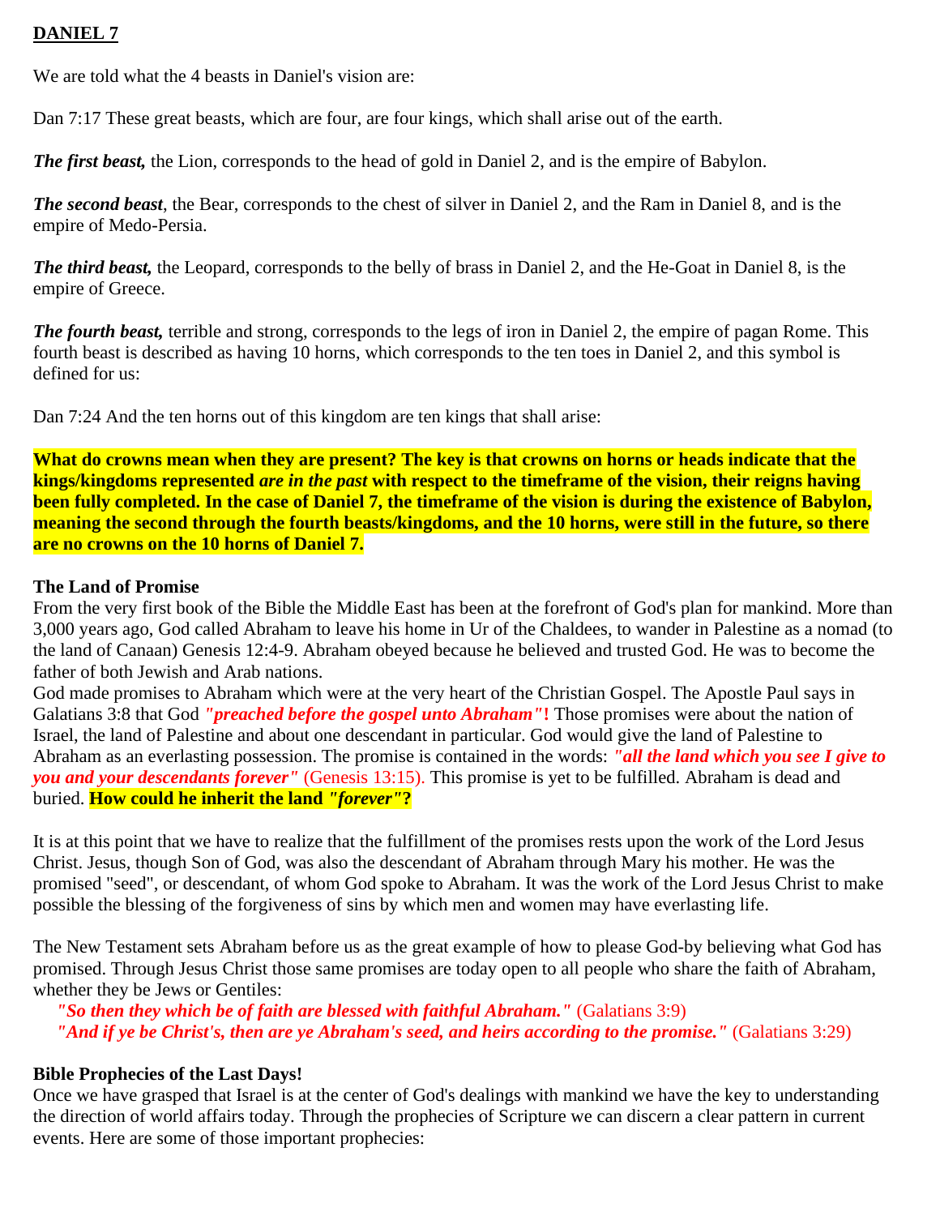**DANIEL 7**

We are told what the 4 beasts in Daniel's vision are:

Dan 7:17 These great beasts, which are four, are four kings, which shall arise out of the earth.

***The first beast,*** the Lion, corresponds to the head of gold in Daniel 2, and is the empire of Babylon.

***The second beast***, the Bear, corresponds to the chest of silver in Daniel 2, and the Ram in Daniel 8, and is the empire of Medo-Persia.

***The third beast,*** the Leopard, corresponds to the belly of brass in Daniel 2, and the He-Goat in Daniel 8, is the empire of Greece.

***The fourth beast,*** terrible and strong, corresponds to the legs of iron in Daniel 2, the empire of pagan Rome. This fourth beast is described as having 10 horns, which corresponds to the ten toes in Daniel 2, and this symbol is defined for us:

Dan 7:24 And the ten horns out of this kingdom are ten kings that shall arise:

**What do crowns mean when they are present? The key is that crowns on horns or heads indicate that the kings/kingdoms represented *are in the past* with respect to the timeframe of the vision, their reigns having been fully completed. In the case of Daniel 7, the timeframe of the vision is during the existence of Babylon, meaning the second through the fourth beasts/kingdoms, and the 10 horns, were still in the future, so there are no crowns on the 10 horns of Daniel 7.**

**The Land of Promise**

From the very first book of the Bible the Middle East has been at the forefront of God's plan for mankind. More than 3,000 years ago, God called Abraham to leave his home in Ur of the Chaldees, to wander in Palestine as a nomad (to the land of Canaan) Genesis 12:4-9. Abraham obeyed because he believed and trusted God. He was to become the father of both Jewish and Arab nations.

God made promises to Abraham which were at the very heart of the Christian Gospel. The Apostle Paul says in Galatians 3:8 that God ***"preached before the gospel unto Abraham"*!** Those promises were about the nation of Israel, the land of Palestine and about one descendant in particular. God would give the land of Palestine to Abraham as an everlasting possession. The promise is contained in the words: ***"all the land which you see I give to you and your descendants forever"*** (Genesis 13:15). This promise is yet to be fulfilled. Abraham is dead and buried. **How could he inherit the land *"forever"*?**

It is at this point that we have to realize that the fulfillment of the promises rests upon the work of the Lord Jesus Christ. Jesus, though Son of God, was also the descendant of Abraham through Mary his mother. He was the promised "seed", or descendant, of whom God spoke to Abraham. It was the work of the Lord Jesus Christ to make possible the blessing of the forgiveness of sins by which men and women may have everlasting life.

The New Testament sets Abraham before us as the great example of how to please God-by believing what God has promised. Through Jesus Christ those same promises are today open to all people who share the faith of Abraham, whether they be Jews or Gentiles:

***"So then they which be of faith are blessed with faithful Abraham."*** (Galatians 3:9)
***"And if ye be Christ's, then are ye Abraham's seed, and heirs according to the promise."*** (Galatians 3:29)

**Bible Prophecies of the Last Days!**

Once we have grasped that Israel is at the center of God's dealings with mankind we have the key to understanding the direction of world affairs today. Through the prophecies of Scripture we can discern a clear pattern in current events. Here are some of those important prophecies: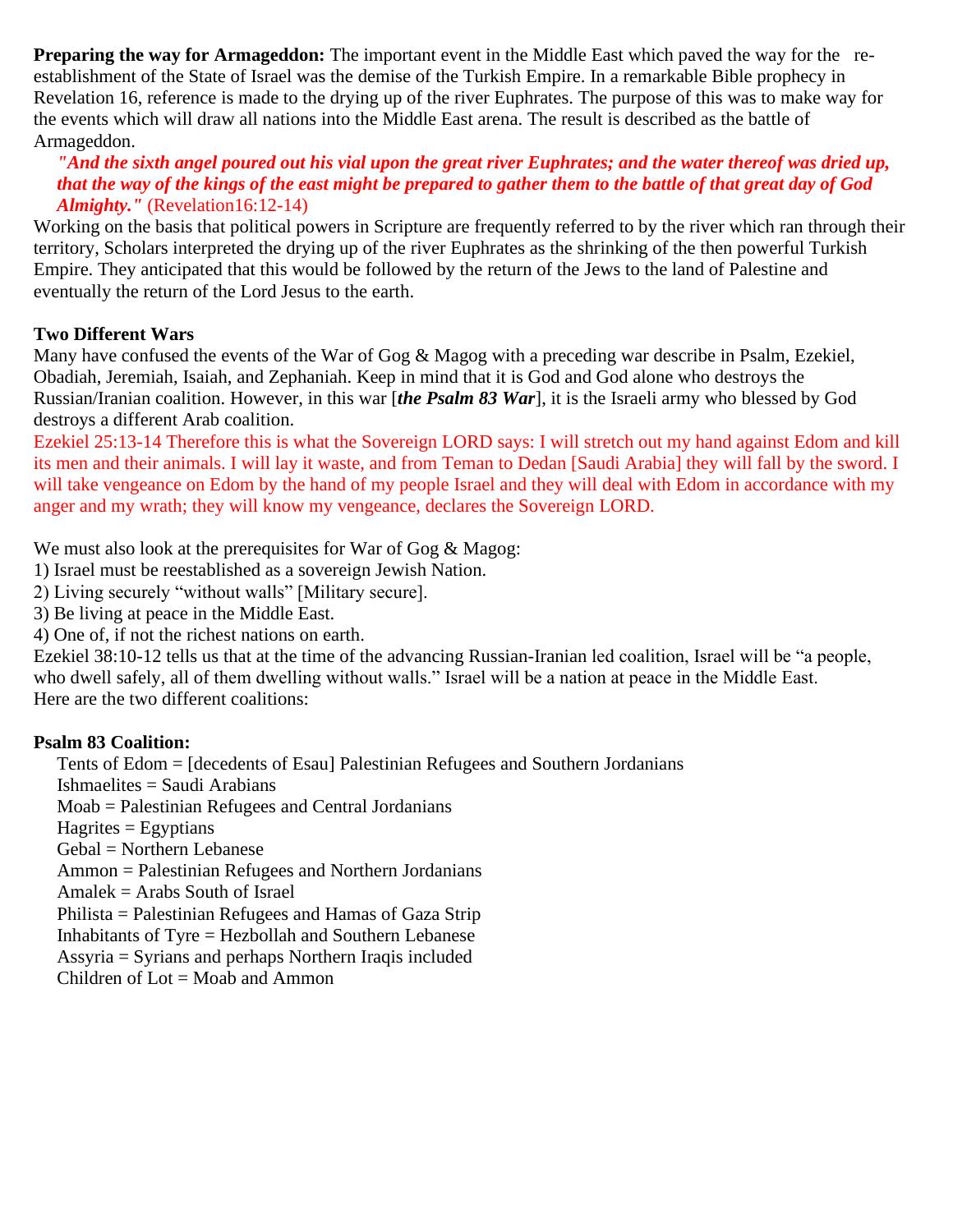**Preparing the way for Armageddon:** The important event in the Middle East which paved the way for the re-establishment of the State of Israel was the demise of the Turkish Empire. In a remarkable Bible prophecy in Revelation 16, reference is made to the drying up of the river Euphrates. The purpose of this was to make way for the events which will draw all nations into the Middle East arena. The result is described as the battle of Armageddon.

> ***"And the sixth angel poured out his vial upon the great river Euphrates; and the water thereof was dried up, that the way of the kings of the east might be prepared to gather them to the battle of that great day of God Almighty."*** (Revelation16:12-14)

Working on the basis that political powers in Scripture are frequently referred to by the river which ran through their territory, Scholars interpreted the drying up of the river Euphrates as the shrinking of the then powerful Turkish Empire. They anticipated that this would be followed by the return of the Jews to the land of Palestine and eventually the return of the Lord Jesus to the earth.

**Two Different Wars**

Many have confused the events of the War of Gog & Magog with a preceding war describe in Psalm, Ezekiel, Obadiah, Jeremiah, Isaiah, and Zephaniah. Keep in mind that it is God and God alone who destroys the Russian/Iranian coalition. However, in this war [***the Psalm 83 War***], it is the Israeli army who blessed by God destroys a different Arab coalition.

Ezekiel 25:13-14 Therefore this is what the Sovereign LORD says: I will stretch out my hand against Edom and kill its men and their animals. I will lay it waste, and from Teman to Dedan [Saudi Arabia] they will fall by the sword. I will take vengeance on Edom by the hand of my people Israel and they will deal with Edom in accordance with my anger and my wrath; they will know my vengeance, declares the Sovereign LORD.

We must also look at the prerequisites for War of Gog & Magog:

1) Israel must be reestablished as a sovereign Jewish Nation.
2) Living securely "without walls" [Military secure].
3) Be living at peace in the Middle East.
4) One of, if not the richest nations on earth.

Ezekiel 38:10-12 tells us that at the time of the advancing Russian-Iranian led coalition, Israel will be "a people, who dwell safely, all of them dwelling without walls." Israel will be a nation at peace in the Middle East.
Here are the two different coalitions:

**Psalm 83 Coalition:**

Tents of Edom = [decedents of Esau] Palestinian Refugees and Southern Jordanians
Ishmaelites = Saudi Arabians
Moab = Palestinian Refugees and Central Jordanians
Hagrites = Egyptians
Gebal = Northern Lebanese
Ammon = Palestinian Refugees and Northern Jordanians
Amalek = Arabs South of Israel
Philista = Palestinian Refugees and Hamas of Gaza Strip
Inhabitants of Tyre = Hezbollah and Southern Lebanese
Assyria = Syrians and perhaps Northern Iraqis included
Children of Lot = Moab and Ammon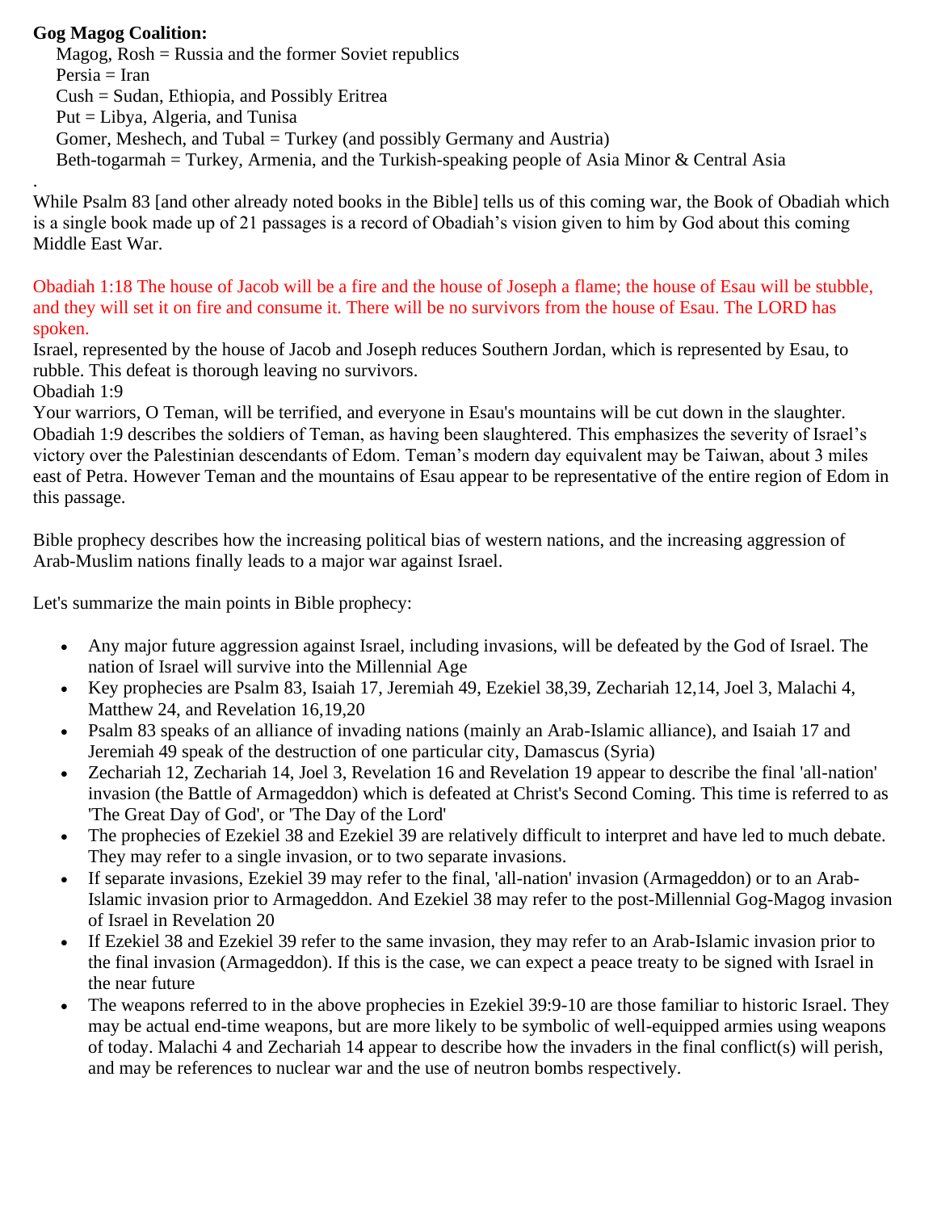**Gog Magog Coalition:**

Magog, Rosh = Russia and the former Soviet republics
Persia = Iran
Cush = Sudan, Ethiopia, and Possibly Eritrea
Put = Libya, Algeria, and Tunisa
Gomer, Meshech, and Tubal = Turkey (and possibly Germany and Austria)
Beth-togarmah = Turkey, Armenia, and the Turkish-speaking people of Asia Minor & Central Asia

.

While Psalm 83 [and other already noted books in the Bible] tells us of this coming war, the Book of Obadiah which is a single book made up of 21 passages is a record of Obadiah's vision given to him by God about this coming Middle East War.

Obadiah 1:18 The house of Jacob will be a fire and the house of Joseph a flame; the house of Esau will be stubble, and they will set it on fire and consume it. There will be no survivors from the house of Esau. The LORD has spoken.

Israel, represented by the house of Jacob and Joseph reduces Southern Jordan, which is represented by Esau, to rubble. This defeat is thorough leaving no survivors.

Obadiah 1:9

Your warriors, O Teman, will be terrified, and everyone in Esau's mountains will be cut down in the slaughter. Obadiah 1:9 describes the soldiers of Teman, as having been slaughtered. This emphasizes the severity of Israel's victory over the Palestinian descendants of Edom. Teman's modern day equivalent may be Taiwan, about 3 miles east of Petra. However Teman and the mountains of Esau appear to be representative of the entire region of Edom in this passage.

Bible prophecy describes how the increasing political bias of western nations, and the increasing aggression of Arab-Muslim nations finally leads to a major war against Israel.

Let's summarize the main points in Bible prophecy:

- Any major future aggression against Israel, including invasions, will be defeated by the God of Israel. The nation of Israel will survive into the Millennial Age
- Key prophecies are Psalm 83, Isaiah 17, Jeremiah 49, Ezekiel 38,39, Zechariah 12,14, Joel 3, Malachi 4, Matthew 24, and Revelation 16,19,20
- Psalm 83 speaks of an alliance of invading nations (mainly an Arab-Islamic alliance), and Isaiah 17 and Jeremiah 49 speak of the destruction of one particular city, Damascus (Syria)
- Zechariah 12, Zechariah 14, Joel 3, Revelation 16 and Revelation 19 appear to describe the final 'all-nation' invasion (the Battle of Armageddon) which is defeated at Christ's Second Coming. This time is referred to as 'The Great Day of God', or 'The Day of the Lord'
- The prophecies of Ezekiel 38 and Ezekiel 39 are relatively difficult to interpret and have led to much debate. They may refer to a single invasion, or to two separate invasions.
- If separate invasions, Ezekiel 39 may refer to the final, 'all-nation' invasion (Armageddon) or to an Arab-Islamic invasion prior to Armageddon. And Ezekiel 38 may refer to the post-Millennial Gog-Magog invasion of Israel in Revelation 20
- If Ezekiel 38 and Ezekiel 39 refer to the same invasion, they may refer to an Arab-Islamic invasion prior to the final invasion (Armageddon). If this is the case, we can expect a peace treaty to be signed with Israel in the near future
- The weapons referred to in the above prophecies in Ezekiel 39:9-10 are those familiar to historic Israel. They may be actual end-time weapons, but are more likely to be symbolic of well-equipped armies using weapons of today. Malachi 4 and Zechariah 14 appear to describe how the invaders in the final conflict(s) will perish, and may be references to nuclear war and the use of neutron bombs respectively.